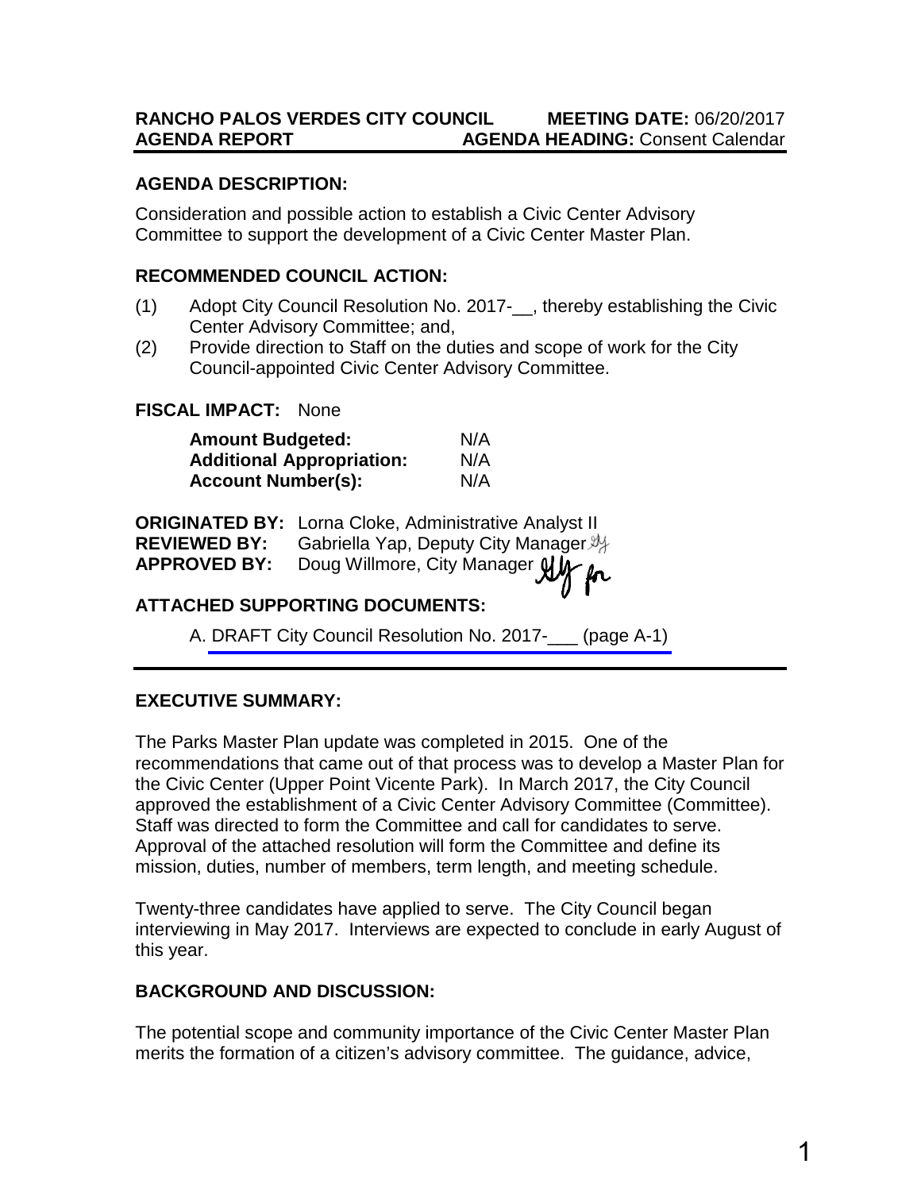**RANCHO PALOS VERDES CITY COUNCIL** **MEETING DATE:** 06/20/2017
**AGENDA REPORT** **AGENDA HEADING:** Consent Calendar

**AGENDA DESCRIPTION:**

Consideration and possible action to establish a Civic Center Advisory Committee to support the development of a Civic Center Master Plan.

**RECOMMENDED COUNCIL ACTION:**

(1) Adopt City Council Resolution No. 2017-__, thereby establishing the Civic Center Advisory Committee; and,
(2) Provide direction to Staff on the duties and scope of work for the City Council-appointed Civic Center Advisory Committee.

**FISCAL IMPACT:** None

| | |
|---|---|
| **Amount Budgeted:** | N/A |
| **Additional Appropriation:** | N/A |
| **Account Number(s):** | N/A |

**ORIGINATED BY:** Lorna Cloke, Administrative Analyst II
**REVIEWED BY:** Gabriella Yap, Deputy City Manager
**APPROVED BY:** Doug Willmore, City Manager

**ATTACHED SUPPORTING DOCUMENTS:**

A. DRAFT City Council Resolution No. 2017-___ (page A-1)

**EXECUTIVE SUMMARY:**

The Parks Master Plan update was completed in 2015. One of the recommendations that came out of that process was to develop a Master Plan for the Civic Center (Upper Point Vicente Park). In March 2017, the City Council approved the establishment of a Civic Center Advisory Committee (Committee). Staff was directed to form the Committee and call for candidates to serve. Approval of the attached resolution will form the Committee and define its mission, duties, number of members, term length, and meeting schedule.

Twenty-three candidates have applied to serve. The City Council began interviewing in May 2017. Interviews are expected to conclude in early August of this year.

**BACKGROUND AND DISCUSSION:**

The potential scope and community importance of the Civic Center Master Plan merits the formation of a citizen's advisory committee. The guidance, advice,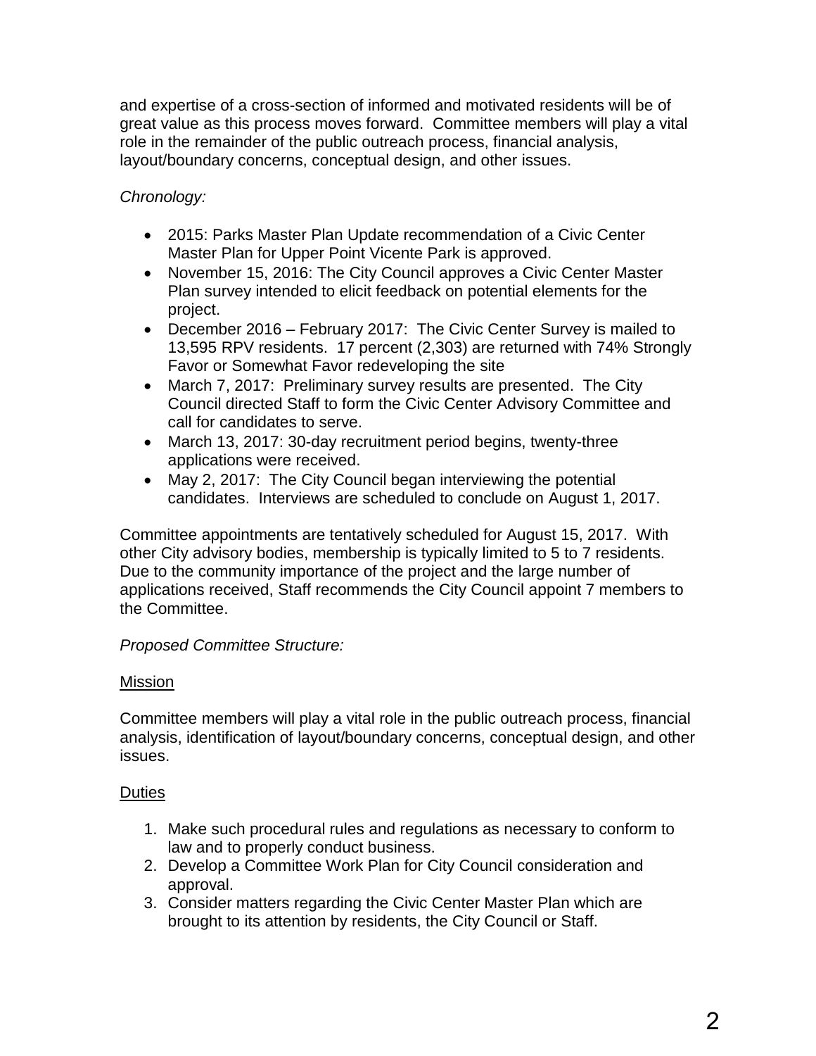and expertise of a cross-section of informed and motivated residents will be of great value as this process moves forward. Committee members will play a vital role in the remainder of the public outreach process, financial analysis, layout/boundary concerns, conceptual design, and other issues.

*Chronology:*

- 2015: Parks Master Plan Update recommendation of a Civic Center Master Plan for Upper Point Vicente Park is approved.
- November 15, 2016: The City Council approves a Civic Center Master Plan survey intended to elicit feedback on potential elements for the project.
- December 2016 – February 2017: The Civic Center Survey is mailed to 13,595 RPV residents. 17 percent (2,303) are returned with 74% Strongly Favor or Somewhat Favor redeveloping the site
- March 7, 2017: Preliminary survey results are presented. The City Council directed Staff to form the Civic Center Advisory Committee and call for candidates to serve.
- March 13, 2017: 30-day recruitment period begins, twenty-three applications were received.
- May 2, 2017: The City Council began interviewing the potential candidates. Interviews are scheduled to conclude on August 1, 2017.

Committee appointments are tentatively scheduled for August 15, 2017. With other City advisory bodies, membership is typically limited to 5 to 7 residents. Due to the community importance of the project and the large number of applications received, Staff recommends the City Council appoint 7 members to the Committee.

*Proposed Committee Structure:*

<u>Mission</u>

Committee members will play a vital role in the public outreach process, financial analysis, identification of layout/boundary concerns, conceptual design, and other issues.

<u>Duties</u>

1. Make such procedural rules and regulations as necessary to conform to law and to properly conduct business.
2. Develop a Committee Work Plan for City Council consideration and approval.
3. Consider matters regarding the Civic Center Master Plan which are brought to its attention by residents, the City Council or Staff.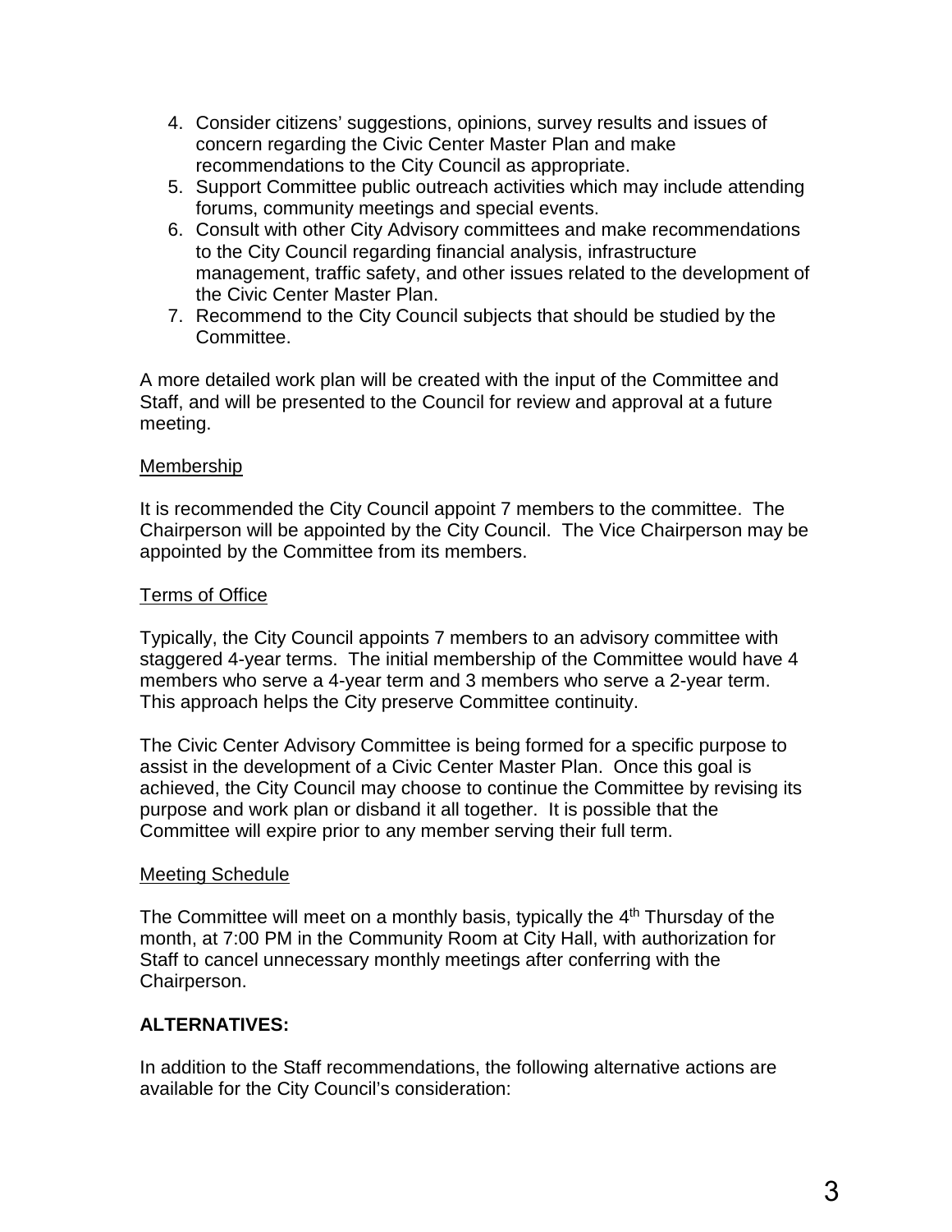4. Consider citizens' suggestions, opinions, survey results and issues of concern regarding the Civic Center Master Plan and make recommendations to the City Council as appropriate.
5. Support Committee public outreach activities which may include attending forums, community meetings and special events.
6. Consult with other City Advisory committees and make recommendations to the City Council regarding financial analysis, infrastructure management, traffic safety, and other issues related to the development of the Civic Center Master Plan.
7. Recommend to the City Council subjects that should be studied by the Committee.

A more detailed work plan will be created with the input of the Committee and Staff, and will be presented to the Council for review and approval at a future meeting.

<u>Membership</u>

It is recommended the City Council appoint 7 members to the committee. The Chairperson will be appointed by the City Council. The Vice Chairperson may be appointed by the Committee from its members.

<u>Terms of Office</u>

Typically, the City Council appoints 7 members to an advisory committee with staggered 4-year terms. The initial membership of the Committee would have 4 members who serve a 4-year term and 3 members who serve a 2-year term. This approach helps the City preserve Committee continuity.

The Civic Center Advisory Committee is being formed for a specific purpose to assist in the development of a Civic Center Master Plan. Once this goal is achieved, the City Council may choose to continue the Committee by revising its purpose and work plan or disband it all together. It is possible that the Committee will expire prior to any member serving their full term.

<u>Meeting Schedule</u>

The Committee will meet on a monthly basis, typically the 4th Thursday of the month, at 7:00 PM in the Community Room at City Hall, with authorization for Staff to cancel unnecessary monthly meetings after conferring with the Chairperson.

**ALTERNATIVES:**

In addition to the Staff recommendations, the following alternative actions are available for the City Council's consideration: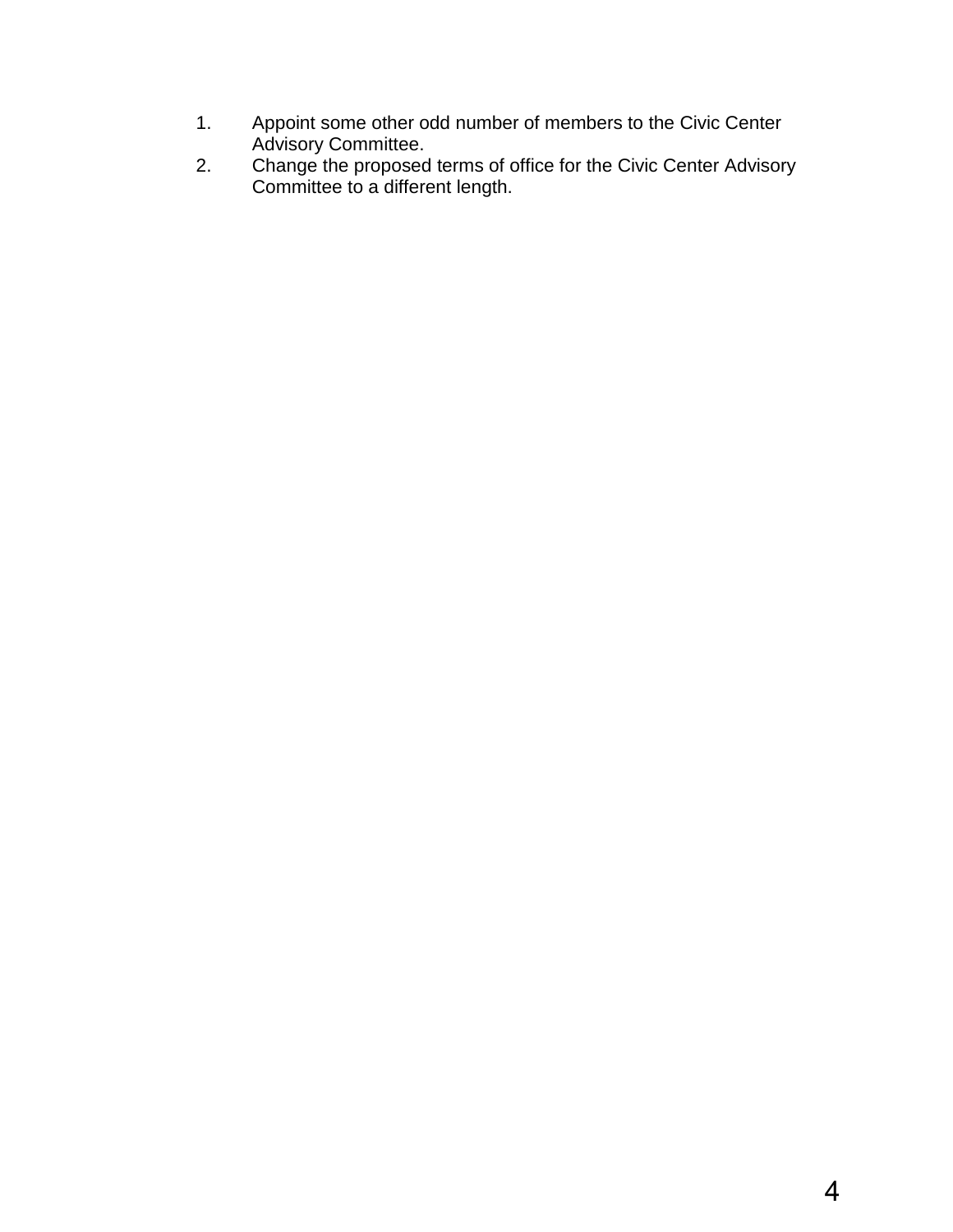1. Appoint some other odd number of members to the Civic Center Advisory Committee.
2. Change the proposed terms of office for the Civic Center Advisory Committee to a different length.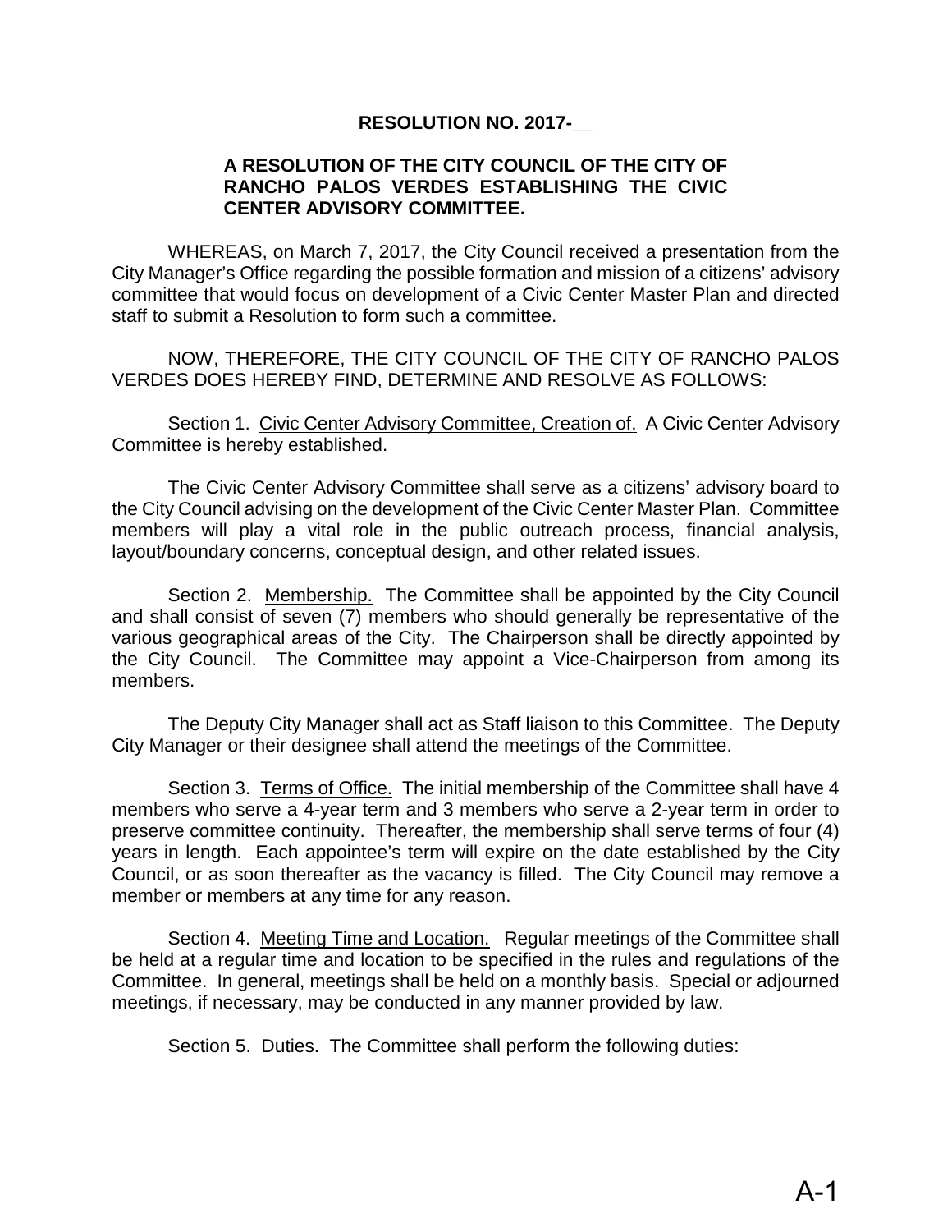**RESOLUTION NO. 2017-__**

**A RESOLUTION OF THE CITY COUNCIL OF THE CITY OF RANCHO PALOS VERDES ESTABLISHING THE CIVIC CENTER ADVISORY COMMITTEE.**

WHEREAS, on March 7, 2017, the City Council received a presentation from the City Manager's Office regarding the possible formation and mission of a citizens' advisory committee that would focus on development of a Civic Center Master Plan and directed staff to submit a Resolution to form such a committee.

NOW, THEREFORE, THE CITY COUNCIL OF THE CITY OF RANCHO PALOS VERDES DOES HEREBY FIND, DETERMINE AND RESOLVE AS FOLLOWS:

Section 1. Civic Center Advisory Committee, Creation of. A Civic Center Advisory Committee is hereby established.

The Civic Center Advisory Committee shall serve as a citizens' advisory board to the City Council advising on the development of the Civic Center Master Plan. Committee members will play a vital role in the public outreach process, financial analysis, layout/boundary concerns, conceptual design, and other related issues.

Section 2. Membership. The Committee shall be appointed by the City Council and shall consist of seven (7) members who should generally be representative of the various geographical areas of the City. The Chairperson shall be directly appointed by the City Council. The Committee may appoint a Vice-Chairperson from among its members.

The Deputy City Manager shall act as Staff liaison to this Committee. The Deputy City Manager or their designee shall attend the meetings of the Committee.

Section 3. Terms of Office. The initial membership of the Committee shall have 4 members who serve a 4-year term and 3 members who serve a 2-year term in order to preserve committee continuity. Thereafter, the membership shall serve terms of four (4) years in length. Each appointee's term will expire on the date established by the City Council, or as soon thereafter as the vacancy is filled. The City Council may remove a member or members at any time for any reason.

Section 4. Meeting Time and Location. Regular meetings of the Committee shall be held at a regular time and location to be specified in the rules and regulations of the Committee. In general, meetings shall be held on a monthly basis. Special or adjourned meetings, if necessary, may be conducted in any manner provided by law.

Section 5. Duties. The Committee shall perform the following duties: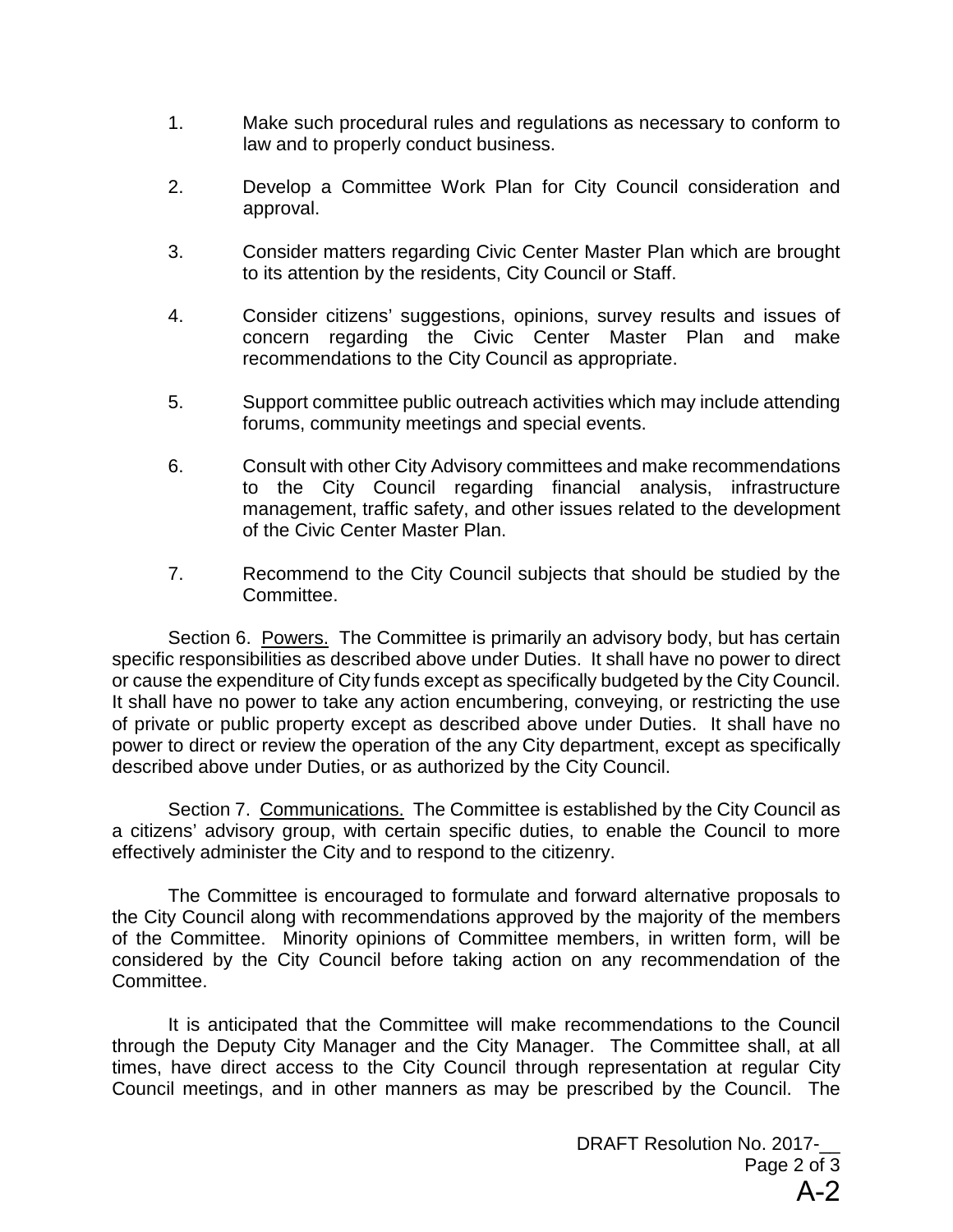1. Make such procedural rules and regulations as necessary to conform to law and to properly conduct business.

2. Develop a Committee Work Plan for City Council consideration and approval.

3. Consider matters regarding Civic Center Master Plan which are brought to its attention by the residents, City Council or Staff.

4. Consider citizens' suggestions, opinions, survey results and issues of concern regarding the Civic Center Master Plan and make recommendations to the City Council as appropriate.

5. Support committee public outreach activities which may include attending forums, community meetings and special events.

6. Consult with other City Advisory committees and make recommendations to the City Council regarding financial analysis, infrastructure management, traffic safety, and other issues related to the development of the Civic Center Master Plan.

7. Recommend to the City Council subjects that should be studied by the Committee.

Section 6. Powers. The Committee is primarily an advisory body, but has certain specific responsibilities as described above under Duties. It shall have no power to direct or cause the expenditure of City funds except as specifically budgeted by the City Council. It shall have no power to take any action encumbering, conveying, or restricting the use of private or public property except as described above under Duties. It shall have no power to direct or review the operation of the any City department, except as specifically described above under Duties, or as authorized by the City Council.

Section 7. Communications. The Committee is established by the City Council as a citizens' advisory group, with certain specific duties, to enable the Council to more effectively administer the City and to respond to the citizenry.

The Committee is encouraged to formulate and forward alternative proposals to the City Council along with recommendations approved by the majority of the members of the Committee. Minority opinions of Committee members, in written form, will be considered by the City Council before taking action on any recommendation of the Committee.

It is anticipated that the Committee will make recommendations to the Council through the Deputy City Manager and the City Manager. The Committee shall, at all times, have direct access to the City Council through representation at regular City Council meetings, and in other manners as may be prescribed by the Council. The

DRAFT Resolution No. 2017-__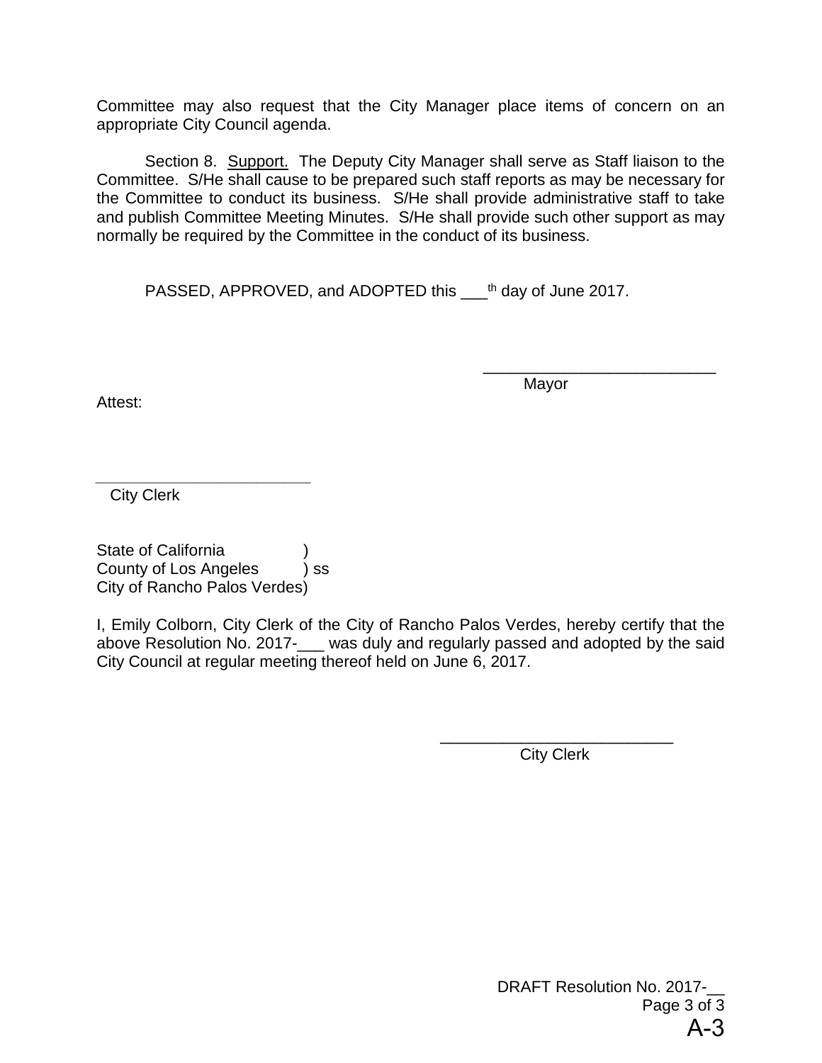Committee may also request that the City Manager place items of concern on an appropriate City Council agenda.

Section 8. Support. The Deputy City Manager shall serve as Staff liaison to the Committee. S/He shall cause to be prepared such staff reports as may be necessary for the Committee to conduct its business. S/He shall provide administrative staff to take and publish Committee Meeting Minutes. S/He shall provide such other support as may normally be required by the Committee in the conduct of its business.

PASSED, APPROVED, and ADOPTED this ___th day of June 2017.

___________________________
Mayor

Attest:

___________________________
City Clerk

State of California )
County of Los Angeles ) ss
City of Rancho Palos Verdes)

I, Emily Colborn, City Clerk of the City of Rancho Palos Verdes, hereby certify that the above Resolution No. 2017-___ was duly and regularly passed and adopted by the said City Council at regular meeting thereof held on June 6, 2017.

___________________________
City Clerk

DRAFT Resolution No. 2017-__

A-3